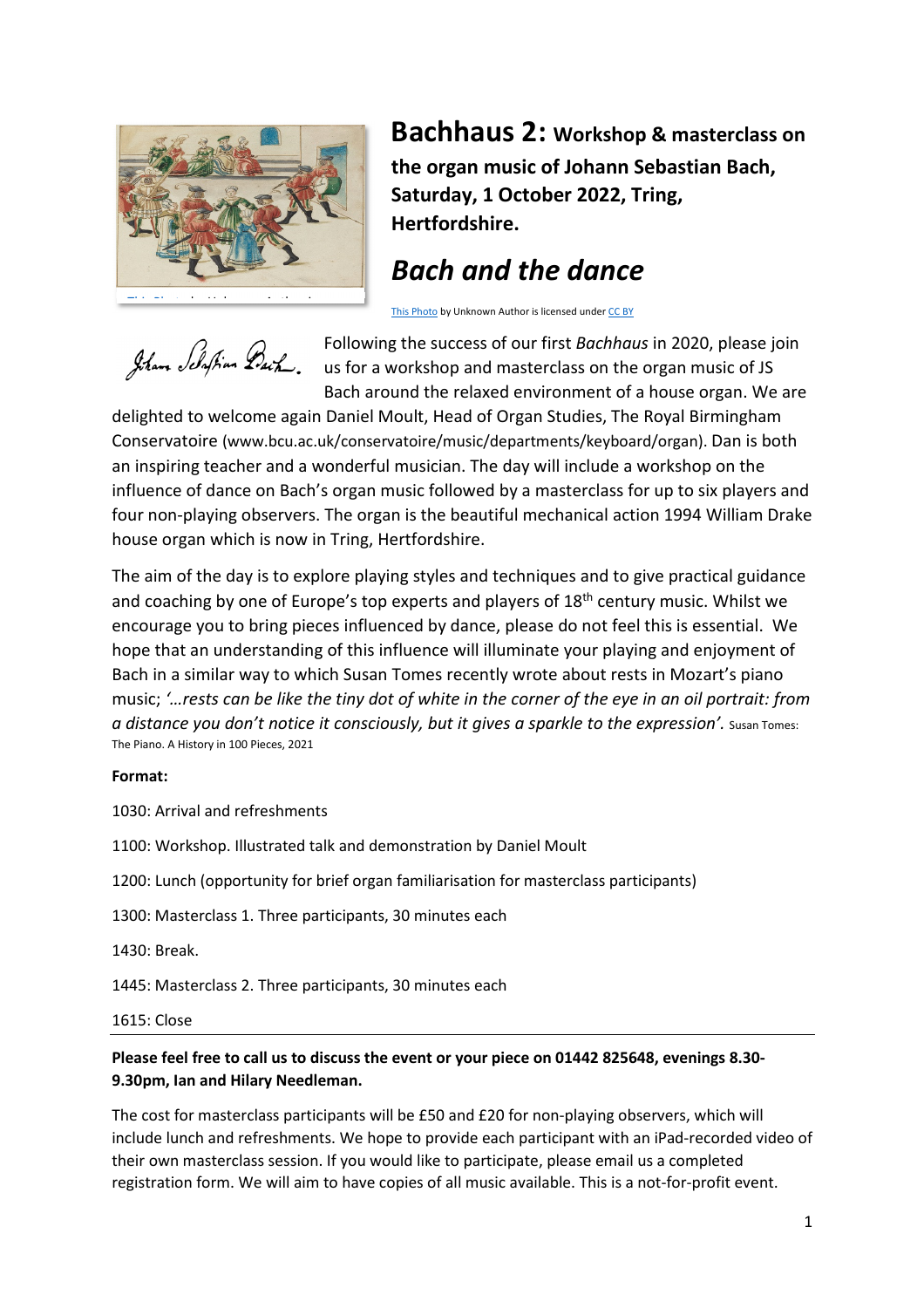# **Bachhaus 2:** Workshop & masterclass on the organ music of Johann Sebastian Bach, Saturday, 1 October 2022, Tring, Hertfordshire.

## *Bach and the dance*

This Photo by Unknown Author is licensed under CC BY

Following the success of our first *Bachhaus* in 2020, please join us for a workshop and masterclass on the organ music of JS Bach around the relaxed environment of a house organ. We are delighted to welcome again Daniel Moult, Head of Organ Studies, The Royal Birmingham Conservatoire (www.bcu.ac.uk/conservatoire/music/departments/keyboard/organ). Dan is both an inspiring teacher and a wonderful musician. The day will include a workshop on the influence of dance on Bach's organ music followed by a masterclass for up to six players and four non-playing observers. The organ is the beautiful mechanical action 1994 William Drake house organ which is now in Tring, Hertfordshire.

The aim of the day is to explore playing styles and techniques and to give practical guidance and coaching by one of Europe's top experts and players of 18th century music. Whilst we encourage you to bring pieces influenced by dance, please do not feel this is essential. We hope that an understanding of this influence will illuminate your playing and enjoyment of Bach in a similar way to which Susan Tomes recently wrote about rests in Mozart's piano music; *'…rests can be like the tiny dot of white in the corner of the eye in an oil portrait: from a distance you don't notice it consciously, but it gives a sparkle to the expression'.* Susan Tomes: The Piano. A History in 100 Pieces, 2021

**Format:**

1030: Arrival and refreshments

1100: Workshop. Illustrated talk and demonstration by Daniel Moult

1200: Lunch (opportunity for brief organ familiarisation for masterclass participants)

1300: Masterclass 1. Three participants, 30 minutes each

1430: Break.

1445: Masterclass 2. Three participants, 30 minutes each

1615: Close

---

**Please feel free to call us to discuss the event or your piece on 01442 825648, evenings 8.30-9.30pm, Ian and Hilary Needleman.**

The cost for masterclass participants will be £50 and £20 for non-playing observers, which will include lunch and refreshments. We hope to provide each participant with an iPad-recorded video of their own masterclass session. If you would like to participate, please email us a completed registration form. We will aim to have copies of all music available. This is a not-for-profit event.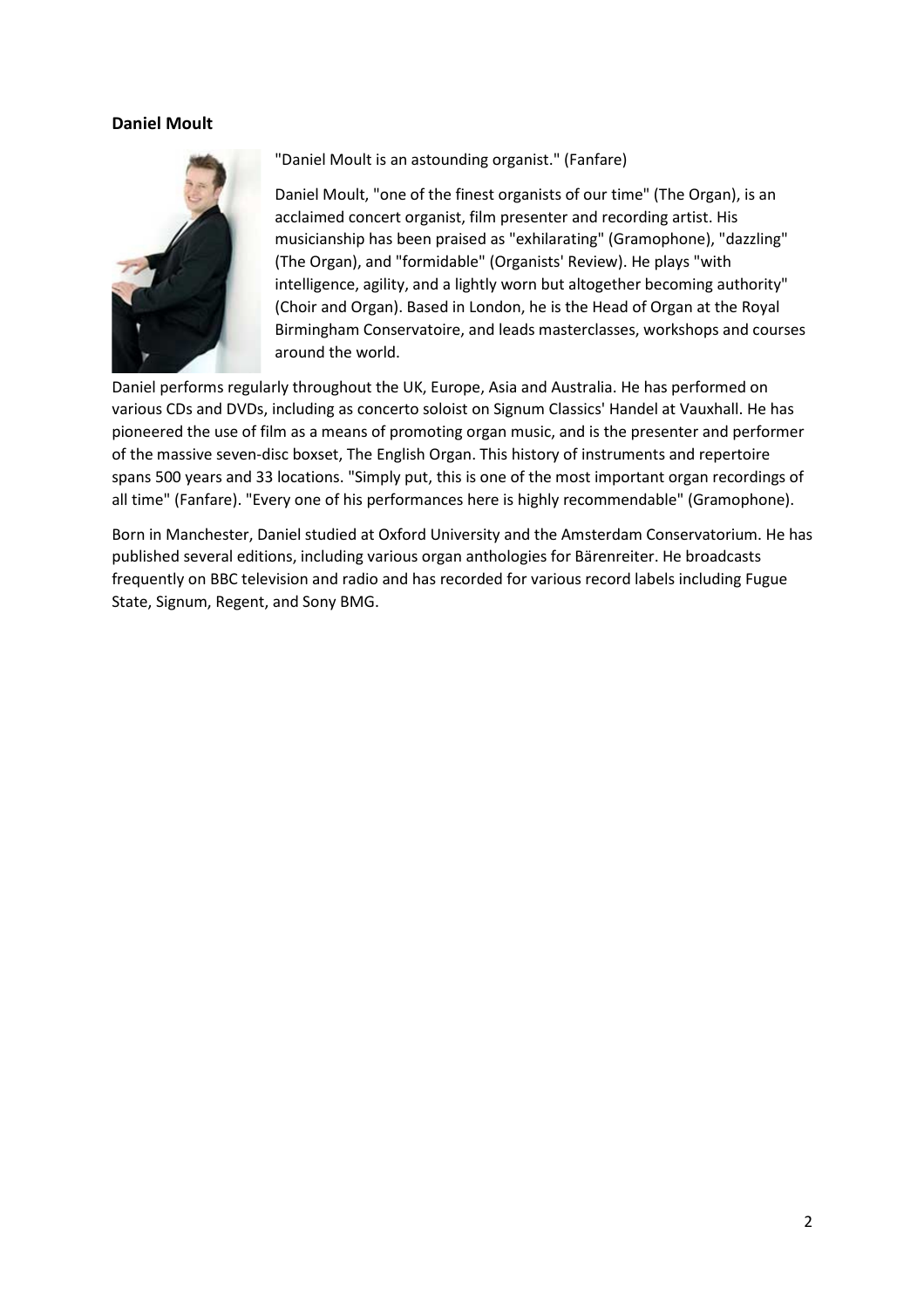**Daniel Moult**

"Daniel Moult is an astounding organist." (Fanfare)

Daniel Moult, "one of the finest organists of our time" (The Organ), is an acclaimed concert organist, film presenter and recording artist. His musicianship has been praised as "exhilarating" (Gramophone), "dazzling" (The Organ), and "formidable" (Organists' Review). He plays "with intelligence, agility, and a lightly worn but altogether becoming authority" (Choir and Organ). Based in London, he is the Head of Organ at the Royal Birmingham Conservatoire, and leads masterclasses, workshops and courses around the world.

Daniel performs regularly throughout the UK, Europe, Asia and Australia. He has performed on various CDs and DVDs, including as concerto soloist on Signum Classics' Handel at Vauxhall. He has pioneered the use of film as a means of promoting organ music, and is the presenter and performer of the massive seven-disc boxset, The English Organ. This history of instruments and repertoire spans 500 years and 33 locations. "Simply put, this is one of the most important organ recordings of all time" (Fanfare). "Every one of his performances here is highly recommendable" (Gramophone).

Born in Manchester, Daniel studied at Oxford University and the Amsterdam Conservatorium. He has published several editions, including various organ anthologies for Bärenreiter. He broadcasts frequently on BBC television and radio and has recorded for various record labels including Fugue State, Signum, Regent, and Sony BMG.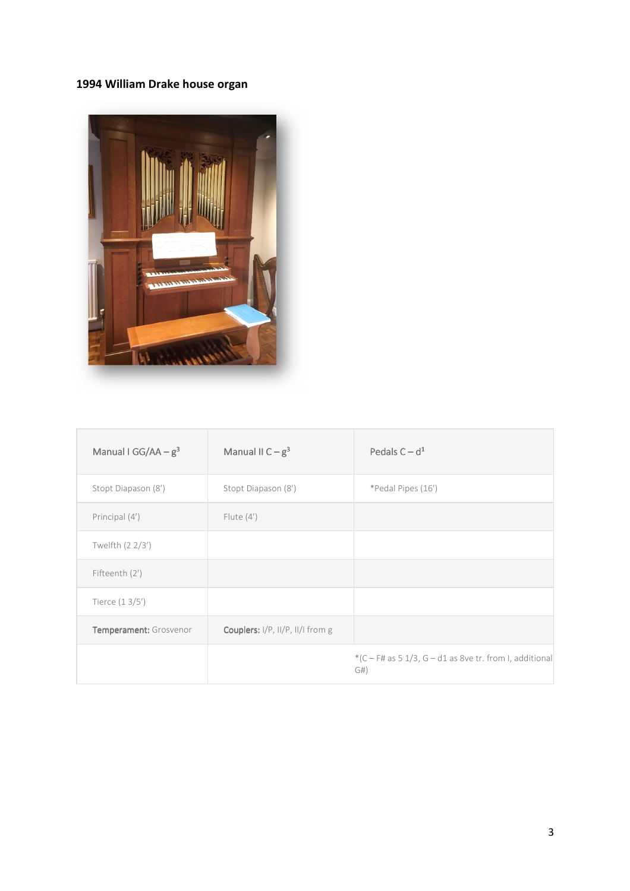**1994 William Drake house organ**

| Manual I GG/AA – $g^3$ | Manual II C – $g^3$ | Pedals C – $d^1$ |
|---|---|---|
| Stopt Diapason (8′) | Stopt Diapason (8′) | *Pedal Pipes (16′) |
| Principal (4′) | Flute (4′) | |
| Twelfth (2 2/3′) | | |
| Fifteenth (2′) | | |
| Tierce (1 3/5′) | | |
| **Temperament:** Grosvenor | **Couplers:** I/P, II/P, II/I from g | |
| | | *(C – F# as 5 1/3, G – d1 as 8ve tr. from I, additional G#) |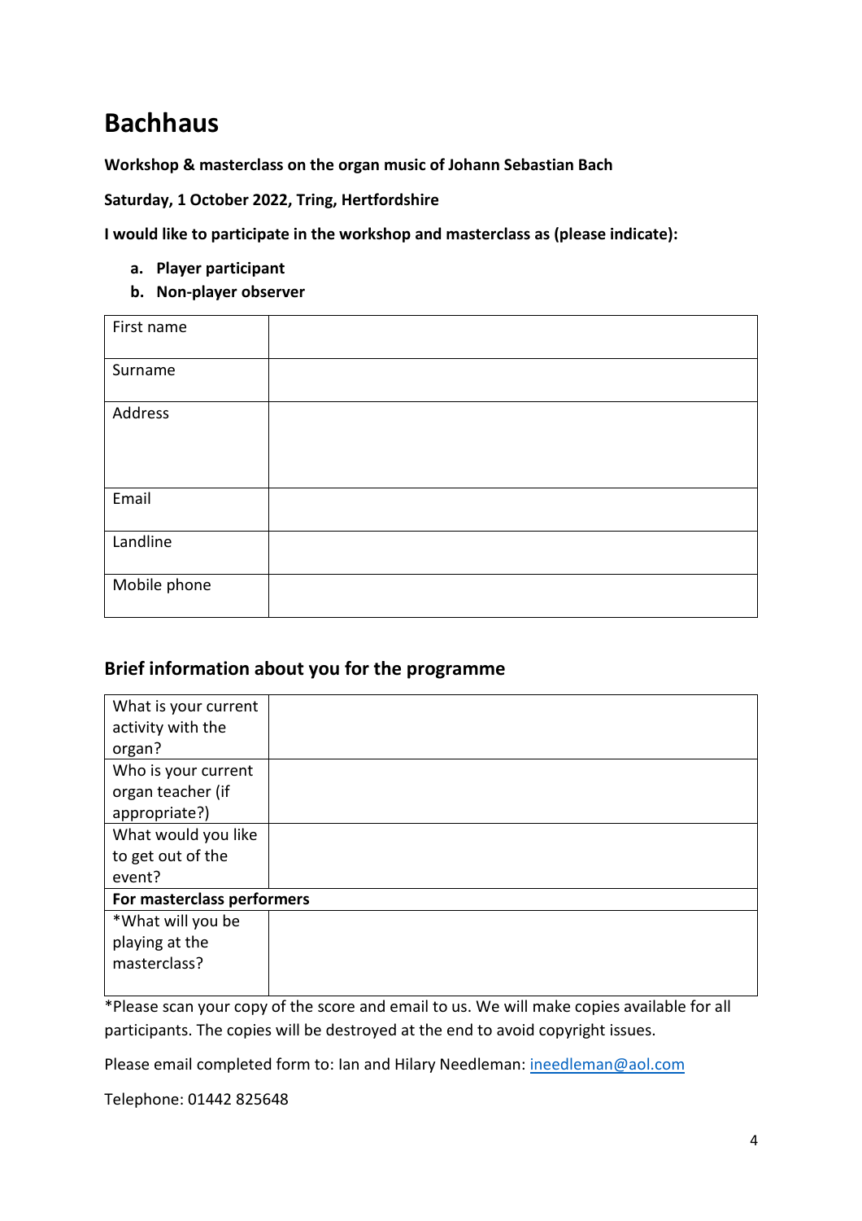# Bachhaus

**Workshop & masterclass on the organ music of Johann Sebastian Bach**

**Saturday, 1 October 2022, Tring, Hertfordshire**

**I would like to participate in the workshop and masterclass as (please indicate):**

a. **Player participant**
b. **Non-player observer**

| | |
|---|---|
| First name | |
| Surname | |
| Address | |
| Email | |
| Landline | |
| Mobile phone | |

## Brief information about you for the programme

| | |
|---|---|
| What is your current activity with the organ? | |
| Who is your current organ teacher (if appropriate?) | |
| What would you like to get out of the event? | |
| **For masterclass performers** | |
| *What will you be playing at the masterclass? | |

*Please scan your copy of the score and email to us. We will make copies available for all participants. The copies will be destroyed at the end to avoid copyright issues.

Please email completed form to: Ian and Hilary Needleman: ineedleman@aol.com

Telephone: 01442 825648